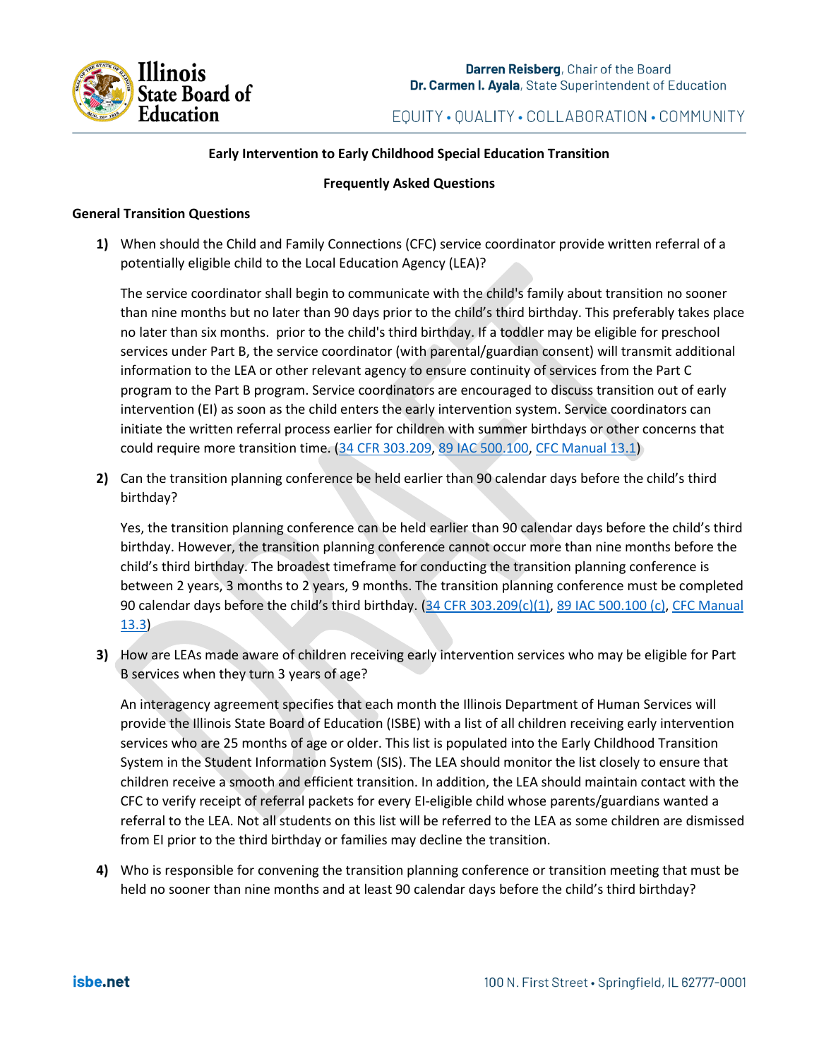**Early Intervention to Early Childhood Special Education Transition**

**Frequently Asked Questions**

**General Transition Questions**

1) When should the Child and Family Connections (CFC) service coordinator provide written referral of a potentially eligible child to the Local Education Agency (LEA)?

   The service coordinator shall begin to communicate with the child's family about transition no sooner than nine months but no later than 90 days prior to the child's third birthday. This preferably takes place no later than six months.  prior to the child's third birthday. If a toddler may be eligible for preschool services under Part B, the service coordinator (with parental/guardian consent) will transmit additional information to the LEA or other relevant agency to ensure continuity of services from the Part C program to the Part B program. Service coordinators are encouraged to discuss transition out of early intervention (EI) as soon as the child enters the early intervention system. Service coordinators can initiate the written referral process earlier for children with summer birthdays or other concerns that could require more transition time. (34 CFR 303.209, 89 IAC 500.100, CFC Manual 13.1)

2) Can the transition planning conference be held earlier than 90 calendar days before the child's third birthday?

   Yes, the transition planning conference can be held earlier than 90 calendar days before the child's third birthday. However, the transition planning conference cannot occur more than nine months before the child's third birthday. The broadest timeframe for conducting the transition planning conference is between 2 years, 3 months to 2 years, 9 months. The transition planning conference must be completed 90 calendar days before the child's third birthday. (34 CFR 303.209(c)(1), 89 IAC 500.100 (c), CFC Manual 13.3)

3) How are LEAs made aware of children receiving early intervention services who may be eligible for Part B services when they turn 3 years of age?

   An interagency agreement specifies that each month the Illinois Department of Human Services will provide the Illinois State Board of Education (ISBE) with a list of all children receiving early intervention services who are 25 months of age or older. This list is populated into the Early Childhood Transition System in the Student Information System (SIS). The LEA should monitor the list closely to ensure that children receive a smooth and efficient transition. In addition, the LEA should maintain contact with the CFC to verify receipt of referral packets for every EI-eligible child whose parents/guardians wanted a referral to the LEA. Not all students on this list will be referred to the LEA as some children are dismissed from EI prior to the third birthday or families may decline the transition.

4) Who is responsible for convening the transition planning conference or transition meeting that must be held no sooner than nine months and at least 90 calendar days before the child's third birthday?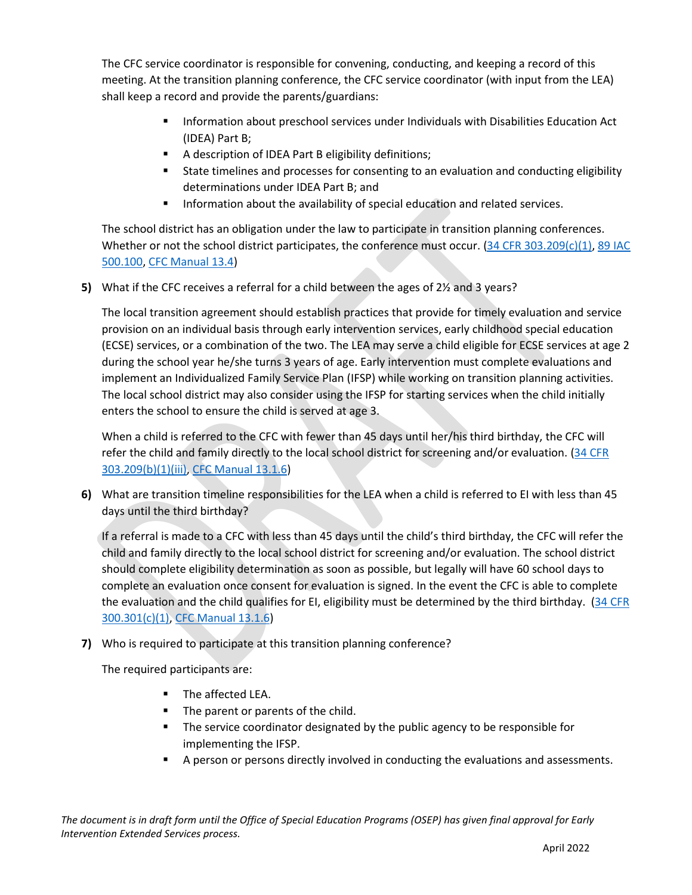The CFC service coordinator is responsible for convening, conducting, and keeping a record of this meeting. At the transition planning conference, the CFC service coordinator (with input from the LEA) shall keep a record and provide the parents/guardians:

- Information about preschool services under Individuals with Disabilities Education Act (IDEA) Part B;
- A description of IDEA Part B eligibility definitions;
- State timelines and processes for consenting to an evaluation and conducting eligibility determinations under IDEA Part B; and
- Information about the availability of special education and related services.

The school district has an obligation under the law to participate in transition planning conferences. Whether or not the school district participates, the conference must occur. (34 CFR 303.209(c)(1), 89 IAC 500.100, CFC Manual 13.4)

**5)** What if the CFC receives a referral for a child between the ages of 2½ and 3 years?

The local transition agreement should establish practices that provide for timely evaluation and service provision on an individual basis through early intervention services, early childhood special education (ECSE) services, or a combination of the two. The LEA may serve a child eligible for ECSE services at age 2 during the school year he/she turns 3 years of age. Early intervention must complete evaluations and implement an Individualized Family Service Plan (IFSP) while working on transition planning activities. The local school district may also consider using the IFSP for starting services when the child initially enters the school to ensure the child is served at age 3.

When a child is referred to the CFC with fewer than 45 days until her/his third birthday, the CFC will refer the child and family directly to the local school district for screening and/or evaluation. (34 CFR 303.209(b)(1)(iii), CFC Manual 13.1.6)

**6)** What are transition timeline responsibilities for the LEA when a child is referred to EI with less than 45 days until the third birthday?

If a referral is made to a CFC with less than 45 days until the child's third birthday, the CFC will refer the child and family directly to the local school district for screening and/or evaluation. The school district should complete eligibility determination as soon as possible, but legally will have 60 school days to complete an evaluation once consent for evaluation is signed. In the event the CFC is able to complete the evaluation and the child qualifies for EI, eligibility must be determined by the third birthday. (34 CFR 300.301(c)(1), CFC Manual 13.1.6)

**7)** Who is required to participate at this transition planning conference?

The required participants are:

- The affected LEA.
- The parent or parents of the child.
- The service coordinator designated by the public agency to be responsible for implementing the IFSP.
- A person or persons directly involved in conducting the evaluations and assessments.

*The document is in draft form until the Office of Special Education Programs (OSEP) has given final approval for Early Intervention Extended Services process.*

April 2022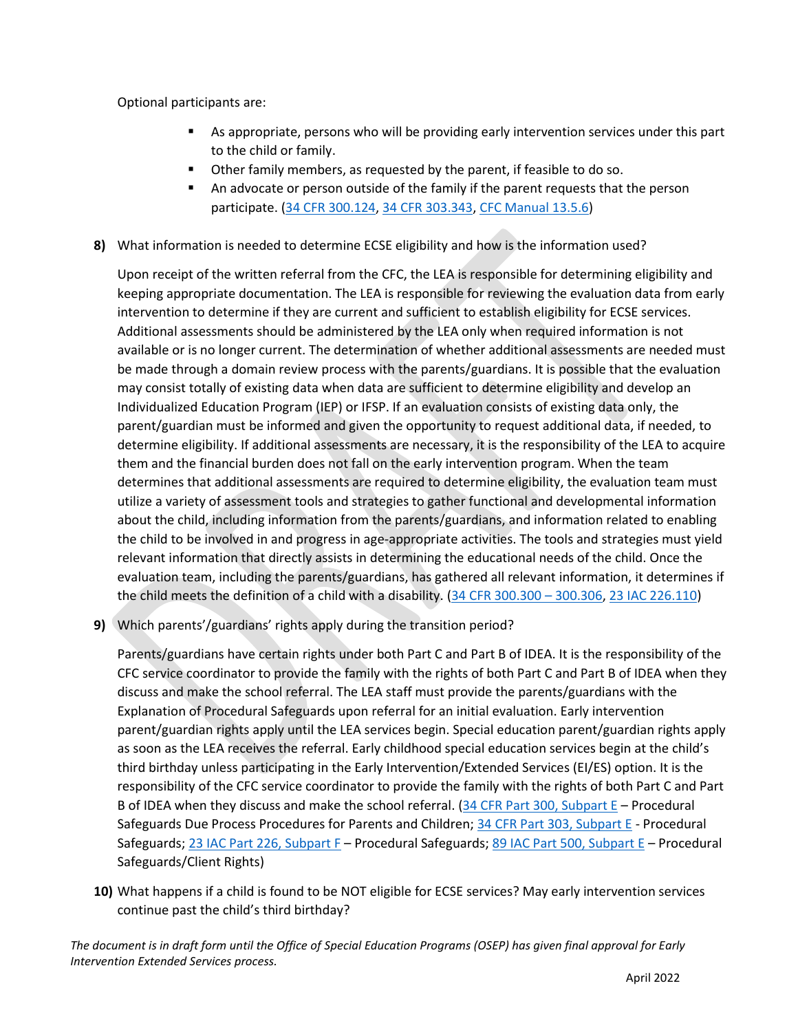Optional participants are:

- As appropriate, persons who will be providing early intervention services under this part to the child or family.
- Other family members, as requested by the parent, if feasible to do so.
- An advocate or person outside of the family if the parent requests that the person participate. (34 CFR 300.124, 34 CFR 303.343, CFC Manual 13.5.6)

**8)** What information is needed to determine ECSE eligibility and how is the information used?

Upon receipt of the written referral from the CFC, the LEA is responsible for determining eligibility and keeping appropriate documentation. The LEA is responsible for reviewing the evaluation data from early intervention to determine if they are current and sufficient to establish eligibility for ECSE services. Additional assessments should be administered by the LEA only when required information is not available or is no longer current. The determination of whether additional assessments are needed must be made through a domain review process with the parents/guardians. It is possible that the evaluation may consist totally of existing data when data are sufficient to determine eligibility and develop an Individualized Education Program (IEP) or IFSP. If an evaluation consists of existing data only, the parent/guardian must be informed and given the opportunity to request additional data, if needed, to determine eligibility. If additional assessments are necessary, it is the responsibility of the LEA to acquire them and the financial burden does not fall on the early intervention program. When the team determines that additional assessments are required to determine eligibility, the evaluation team must utilize a variety of assessment tools and strategies to gather functional and developmental information about the child, including information from the parents/guardians, and information related to enabling the child to be involved in and progress in age-appropriate activities. The tools and strategies must yield relevant information that directly assists in determining the educational needs of the child. Once the evaluation team, including the parents/guardians, has gathered all relevant information, it determines if the child meets the definition of a child with a disability. (34 CFR 300.300 – 300.306, 23 IAC 226.110)

**9)** Which parents'/guardians' rights apply during the transition period?

Parents/guardians have certain rights under both Part C and Part B of IDEA. It is the responsibility of the CFC service coordinator to provide the family with the rights of both Part C and Part B of IDEA when they discuss and make the school referral. The LEA staff must provide the parents/guardians with the Explanation of Procedural Safeguards upon referral for an initial evaluation. Early intervention parent/guardian rights apply until the LEA services begin. Special education parent/guardian rights apply as soon as the LEA receives the referral. Early childhood special education services begin at the child's third birthday unless participating in the Early Intervention/Extended Services (EI/ES) option. It is the responsibility of the CFC service coordinator to provide the family with the rights of both Part C and Part B of IDEA when they discuss and make the school referral. (34 CFR Part 300, Subpart E – Procedural Safeguards Due Process Procedures for Parents and Children; 34 CFR Part 303, Subpart E - Procedural Safeguards; 23 IAC Part 226, Subpart F – Procedural Safeguards; 89 IAC Part 500, Subpart E – Procedural Safeguards/Client Rights)

**10)** What happens if a child is found to be NOT eligible for ECSE services? May early intervention services continue past the child's third birthday?

*The document is in draft form until the Office of Special Education Programs (OSEP) has given final approval for Early Intervention Extended Services process.*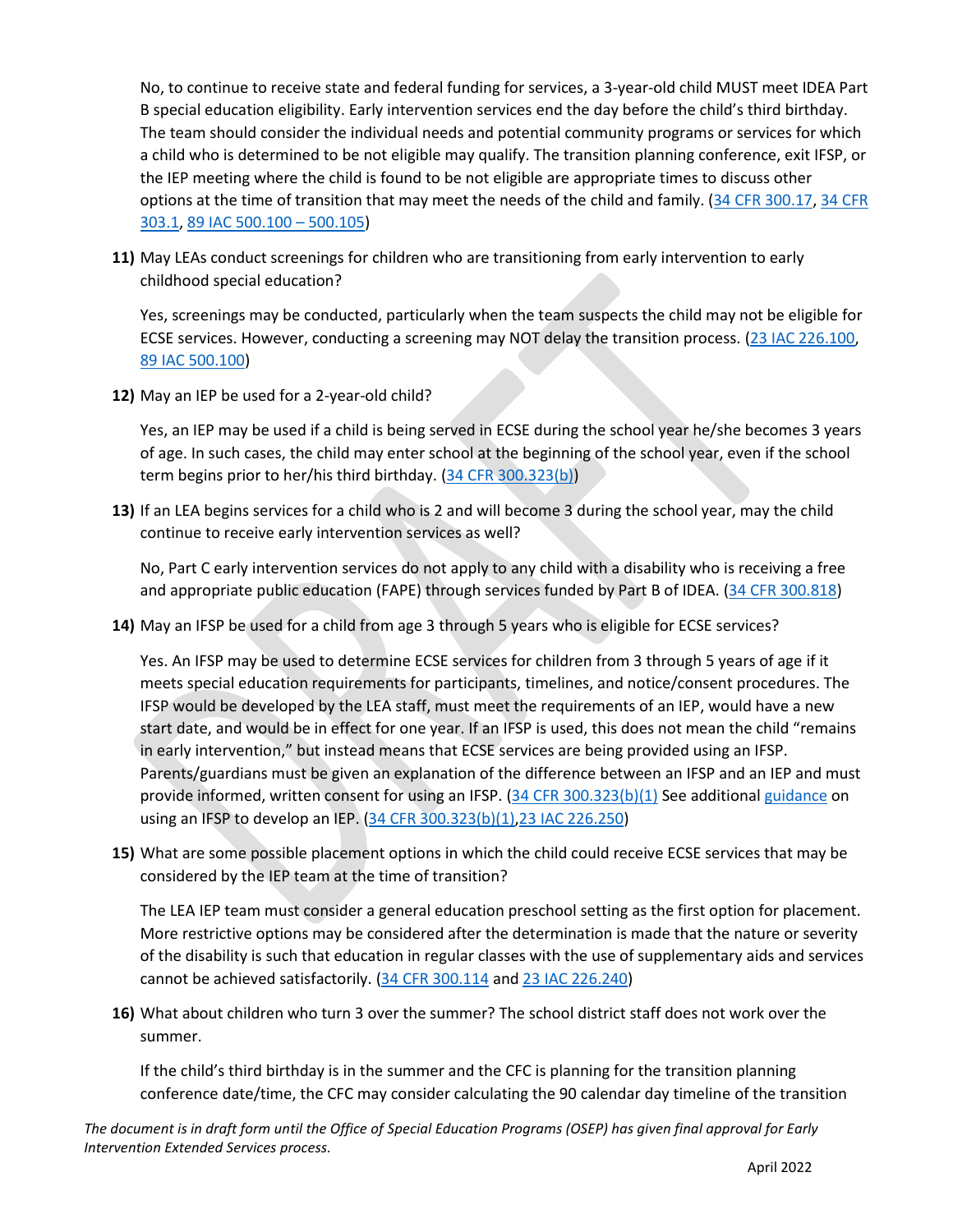No, to continue to receive state and federal funding for services, a 3-year-old child MUST meet IDEA Part B special education eligibility. Early intervention services end the day before the child's third birthday. The team should consider the individual needs and potential community programs or services for which a child who is determined to be not eligible may qualify. The transition planning conference, exit IFSP, or the IEP meeting where the child is found to be not eligible are appropriate times to discuss other options at the time of transition that may meet the needs of the child and family. (34 CFR 300.17, 34 CFR 303.1, 89 IAC 500.100 – 500.105)

11) May LEAs conduct screenings for children who are transitioning from early intervention to early childhood special education?

    Yes, screenings may be conducted, particularly when the team suspects the child may not be eligible for ECSE services. However, conducting a screening may NOT delay the transition process. (23 IAC 226.100, 89 IAC 500.100)

12) May an IEP be used for a 2-year-old child?

    Yes, an IEP may be used if a child is being served in ECSE during the school year he/she becomes 3 years of age. In such cases, the child may enter school at the beginning of the school year, even if the school term begins prior to her/his third birthday. (34 CFR 300.323(b))

13) If an LEA begins services for a child who is 2 and will become 3 during the school year, may the child continue to receive early intervention services as well?

    No, Part C early intervention services do not apply to any child with a disability who is receiving a free and appropriate public education (FAPE) through services funded by Part B of IDEA. (34 CFR 300.818)

14) May an IFSP be used for a child from age 3 through 5 years who is eligible for ECSE services?

    Yes. An IFSP may be used to determine ECSE services for children from 3 through 5 years of age if it meets special education requirements for participants, timelines, and notice/consent procedures. The IFSP would be developed by the LEA staff, must meet the requirements of an IEP, would have a new start date, and would be in effect for one year. If an IFSP is used, this does not mean the child "remains in early intervention," but instead means that ECSE services are being provided using an IFSP. Parents/guardians must be given an explanation of the difference between an IFSP and an IEP and must provide informed, written consent for using an IFSP. (34 CFR 300.323(b)(1) See additional guidance on using an IFSP to develop an IEP. (34 CFR 300.323(b)(1),23 IAC 226.250)

15) What are some possible placement options in which the child could receive ECSE services that may be considered by the IEP team at the time of transition?

    The LEA IEP team must consider a general education preschool setting as the first option for placement. More restrictive options may be considered after the determination is made that the nature or severity of the disability is such that education in regular classes with the use of supplementary aids and services cannot be achieved satisfactorily. (34 CFR 300.114 and 23 IAC 226.240)

16) What about children who turn 3 over the summer? The school district staff does not work over the summer.

    If the child's third birthday is in the summer and the CFC is planning for the transition planning conference date/time, the CFC may consider calculating the 90 calendar day timeline of the transition

*The document is in draft form until the Office of Special Education Programs (OSEP) has given final approval for Early Intervention Extended Services process.*

April 2022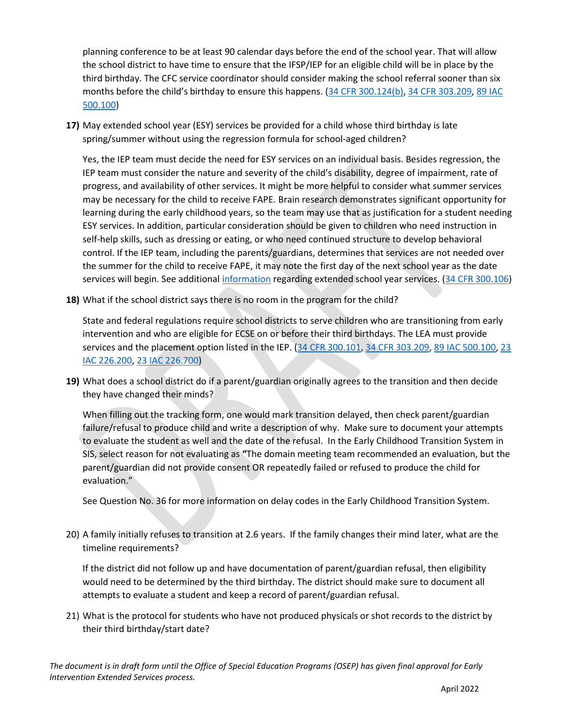planning conference to be at least 90 calendar days before the end of the school year. That will allow the school district to have time to ensure that the IFSP/IEP for an eligible child will be in place by the third birthday. The CFC service coordinator should consider making the school referral sooner than six months before the child's birthday to ensure this happens. (34 CFR 300.124(b), 34 CFR 303.209, 89 IAC 500.100)

**17)** May extended school year (ESY) services be provided for a child whose third birthday is late spring/summer without using the regression formula for school-aged children?

Yes, the IEP team must decide the need for ESY services on an individual basis. Besides regression, the IEP team must consider the nature and severity of the child's disability, degree of impairment, rate of progress, and availability of other services. It might be more helpful to consider what summer services may be necessary for the child to receive FAPE. Brain research demonstrates significant opportunity for learning during the early childhood years, so the team may use that as justification for a student needing ESY services. In addition, particular consideration should be given to children who need instruction in self-help skills, such as dressing or eating, or who need continued structure to develop behavioral control. If the IEP team, including the parents/guardians, determines that services are not needed over the summer for the child to receive FAPE, it may note the first day of the next school year as the date services will begin. See additional information regarding extended school year services. (34 CFR 300.106)

**18)** What if the school district says there is no room in the program for the child?

State and federal regulations require school districts to serve children who are transitioning from early intervention and who are eligible for ECSE on or before their third birthdays. The LEA must provide services and the placement option listed in the IEP. (34 CFR 300.101, 34 CFR 303.209, 89 IAC 500.100, 23 IAC 226.200, 23 IAC 226.700)

**19)** What does a school district do if a parent/guardian originally agrees to the transition and then decide they have changed their minds?

When filling out the tracking form, one would mark transition delayed, then check parent/guardian failure/refusal to produce child and write a description of why. Make sure to document your attempts to evaluate the student as well and the date of the refusal. In the Early Childhood Transition System in SIS, select reason for not evaluating as **"**The domain meeting team recommended an evaluation, but the parent/guardian did not provide consent OR repeatedly failed or refused to produce the child for evaluation."

See Question No. 36 for more information on delay codes in the Early Childhood Transition System.

20) A family initially refuses to transition at 2.6 years. If the family changes their mind later, what are the timeline requirements?

If the district did not follow up and have documentation of parent/guardian refusal, then eligibility would need to be determined by the third birthday. The district should make sure to document all attempts to evaluate a student and keep a record of parent/guardian refusal.

21) What is the protocol for students who have not produced physicals or shot records to the district by their third birthday/start date?

*The document is in draft form until the Office of Special Education Programs (OSEP) has given final approval for Early Intervention Extended Services process.*

April 2022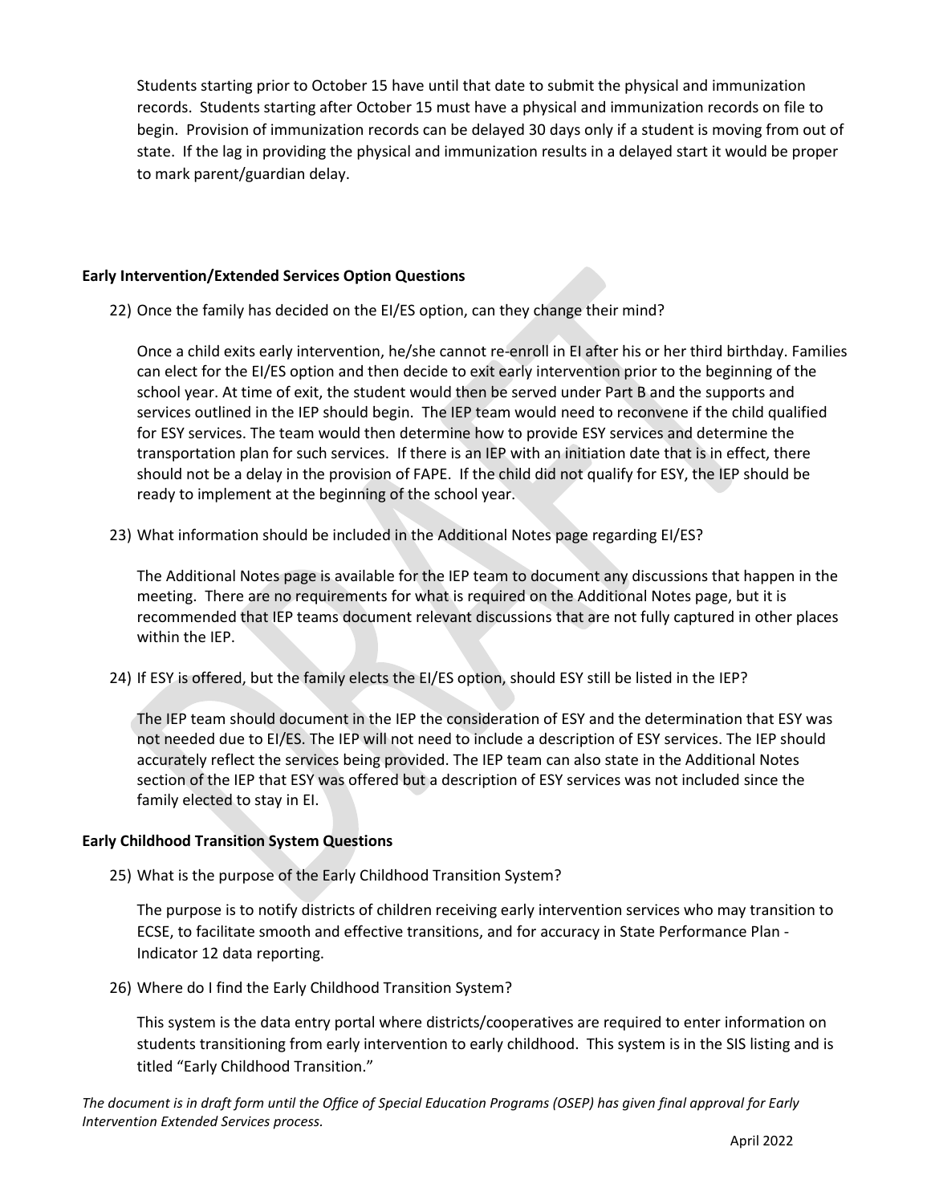Students starting prior to October 15 have until that date to submit the physical and immunization records. Students starting after October 15 must have a physical and immunization records on file to begin. Provision of immunization records can be delayed 30 days only if a student is moving from out of state. If the lag in providing the physical and immunization results in a delayed start it would be proper to mark parent/guardian delay.

**Early Intervention/Extended Services Option Questions**

22) Once the family has decided on the EI/ES option, can they change their mind?

    Once a child exits early intervention, he/she cannot re-enroll in EI after his or her third birthday. Families can elect for the EI/ES option and then decide to exit early intervention prior to the beginning of the school year. At time of exit, the student would then be served under Part B and the supports and services outlined in the IEP should begin. The IEP team would need to reconvene if the child qualified for ESY services. The team would then determine how to provide ESY services and determine the transportation plan for such services. If there is an IEP with an initiation date that is in effect, there should not be a delay in the provision of FAPE. If the child did not qualify for ESY, the IEP should be ready to implement at the beginning of the school year.

23) What information should be included in the Additional Notes page regarding EI/ES?

    The Additional Notes page is available for the IEP team to document any discussions that happen in the meeting. There are no requirements for what is required on the Additional Notes page, but it is recommended that IEP teams document relevant discussions that are not fully captured in other places within the IEP.

24) If ESY is offered, but the family elects the EI/ES option, should ESY still be listed in the IEP?

    The IEP team should document in the IEP the consideration of ESY and the determination that ESY was not needed due to EI/ES. The IEP will not need to include a description of ESY services. The IEP should accurately reflect the services being provided. The IEP team can also state in the Additional Notes section of the IEP that ESY was offered but a description of ESY services was not included since the family elected to stay in EI.

**Early Childhood Transition System Questions**

25) What is the purpose of the Early Childhood Transition System?

    The purpose is to notify districts of children receiving early intervention services who may transition to ECSE, to facilitate smooth and effective transitions, and for accuracy in State Performance Plan - Indicator 12 data reporting.

26) Where do I find the Early Childhood Transition System?

    This system is the data entry portal where districts/cooperatives are required to enter information on students transitioning from early intervention to early childhood. This system is in the SIS listing and is titled "Early Childhood Transition."

*The document is in draft form until the Office of Special Education Programs (OSEP) has given final approval for Early Intervention Extended Services process.*

April 2022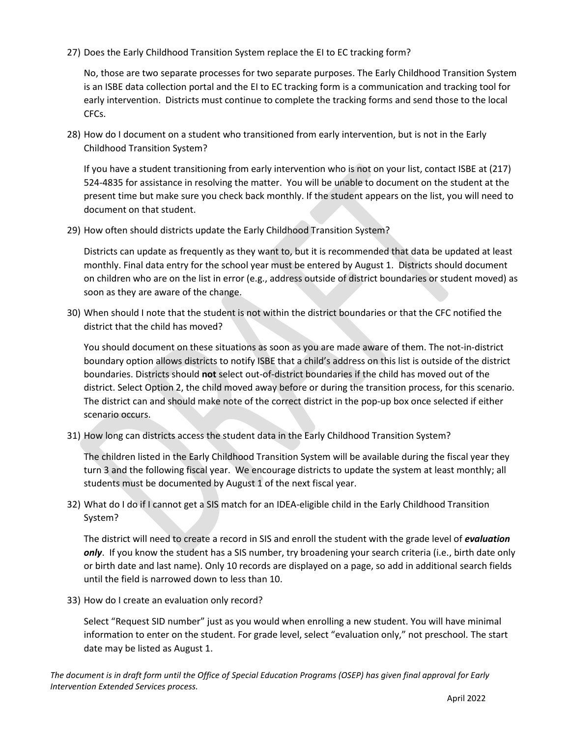27) Does the Early Childhood Transition System replace the EI to EC tracking form?

    No, those are two separate processes for two separate purposes. The Early Childhood Transition System is an ISBE data collection portal and the EI to EC tracking form is a communication and tracking tool for early intervention. Districts must continue to complete the tracking forms and send those to the local CFCs.

28) How do I document on a student who transitioned from early intervention, but is not in the Early Childhood Transition System?

    If you have a student transitioning from early intervention who is not on your list, contact ISBE at (217) 524-4835 for assistance in resolving the matter. You will be unable to document on the student at the present time but make sure you check back monthly. If the student appears on the list, you will need to document on that student.

29) How often should districts update the Early Childhood Transition System?

    Districts can update as frequently as they want to, but it is recommended that data be updated at least monthly. Final data entry for the school year must be entered by August 1. Districts should document on children who are on the list in error (e.g., address outside of district boundaries or student moved) as soon as they are aware of the change.

30) When should I note that the student is not within the district boundaries or that the CFC notified the district that the child has moved?

    You should document on these situations as soon as you are made aware of them. The not-in-district boundary option allows districts to notify ISBE that a child's address on this list is outside of the district boundaries. Districts should **not** select out-of-district boundaries if the child has moved out of the district. Select Option 2, the child moved away before or during the transition process, for this scenario. The district can and should make note of the correct district in the pop-up box once selected if either scenario occurs.

31) How long can districts access the student data in the Early Childhood Transition System?

    The children listed in the Early Childhood Transition System will be available during the fiscal year they turn 3 and the following fiscal year. We encourage districts to update the system at least monthly; all students must be documented by August 1 of the next fiscal year.

32) What do I do if I cannot get a SIS match for an IDEA-eligible child in the Early Childhood Transition System?

    The district will need to create a record in SIS and enroll the student with the grade level of ***evaluation only***. If you know the student has a SIS number, try broadening your search criteria (i.e., birth date only or birth date and last name). Only 10 records are displayed on a page, so add in additional search fields until the field is narrowed down to less than 10.

33) How do I create an evaluation only record?

    Select "Request SID number" just as you would when enrolling a new student. You will have minimal information to enter on the student. For grade level, select "evaluation only," not preschool. The start date may be listed as August 1.

*The document is in draft form until the Office of Special Education Programs (OSEP) has given final approval for Early Intervention Extended Services process.*

April 2022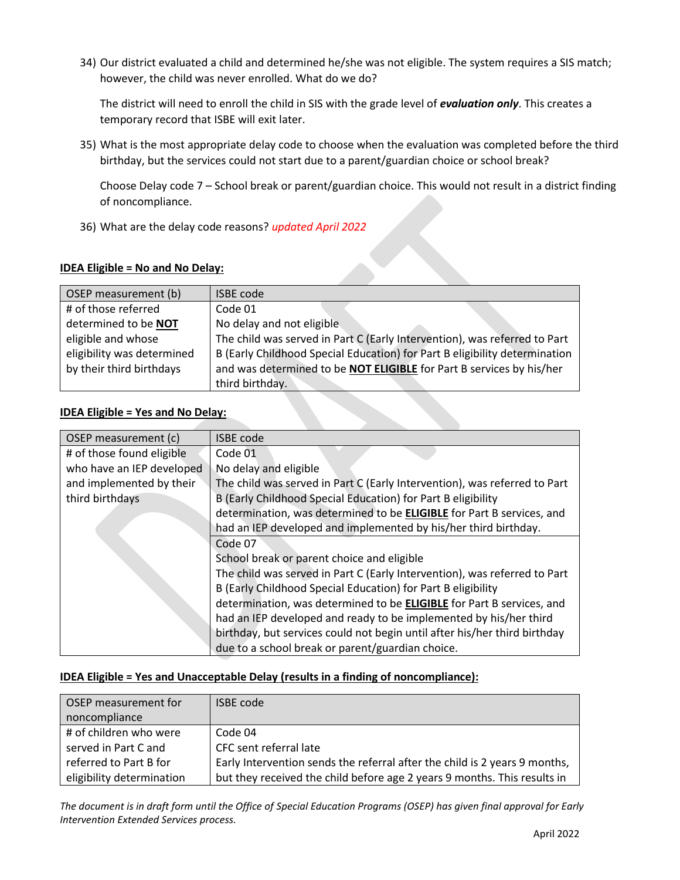34) Our district evaluated a child and determined he/she was not eligible. The system requires a SIS match; however, the child was never enrolled. What do we do?

    The district will need to enroll the child in SIS with the grade level of ***evaluation only***. This creates a temporary record that ISBE will exit later.

35) What is the most appropriate delay code to choose when the evaluation was completed before the third birthday, but the services could not start due to a parent/guardian choice or school break?

    Choose Delay code 7 – School break or parent/guardian choice. This would not result in a district finding of noncompliance.

36) What are the delay code reasons? *updated April 2022*

**IDEA Eligible = No and No Delay:**

| OSEP measurement (b) | ISBE code |
|---|---|
| # of those referred determined to be **NOT** eligible and whose eligibility was determined by their third birthdays | Code 01<br>No delay and not eligible<br>The child was served in Part C (Early Intervention), was referred to Part B (Early Childhood Special Education) for Part B eligibility determination and was determined to be **NOT ELIGIBLE** for Part B services by his/her third birthday. |

**IDEA Eligible = Yes and No Delay:**

| OSEP measurement (c) | ISBE code |
|---|---|
| # of those found eligible who have an IEP developed and implemented by their third birthdays | Code 01<br>No delay and eligible<br>The child was served in Part C (Early Intervention), was referred to Part B (Early Childhood Special Education) for Part B eligibility determination, was determined to be **ELIGIBLE** for Part B services, and had an IEP developed and implemented by his/her third birthday. |
| | Code 07<br>School break or parent choice and eligible<br>The child was served in Part C (Early Intervention), was referred to Part B (Early Childhood Special Education) for Part B eligibility determination, was determined to be **ELIGIBLE** for Part B services, and had an IEP developed and ready to be implemented by his/her third birthday, but services could not begin until after his/her third birthday due to a school break or parent/guardian choice. |

**IDEA Eligible = Yes and Unacceptable Delay (results in a finding of noncompliance):**

| OSEP measurement for noncompliance | ISBE code |
|---|---|
| # of children who were served in Part C and referred to Part B for eligibility determination | Code 04<br>CFC sent referral late<br>Early Intervention sends the referral after the child is 2 years 9 months, but they received the child before age 2 years 9 months. This results in |

*The document is in draft form until the Office of Special Education Programs (OSEP) has given final approval for Early Intervention Extended Services process.*

April 2022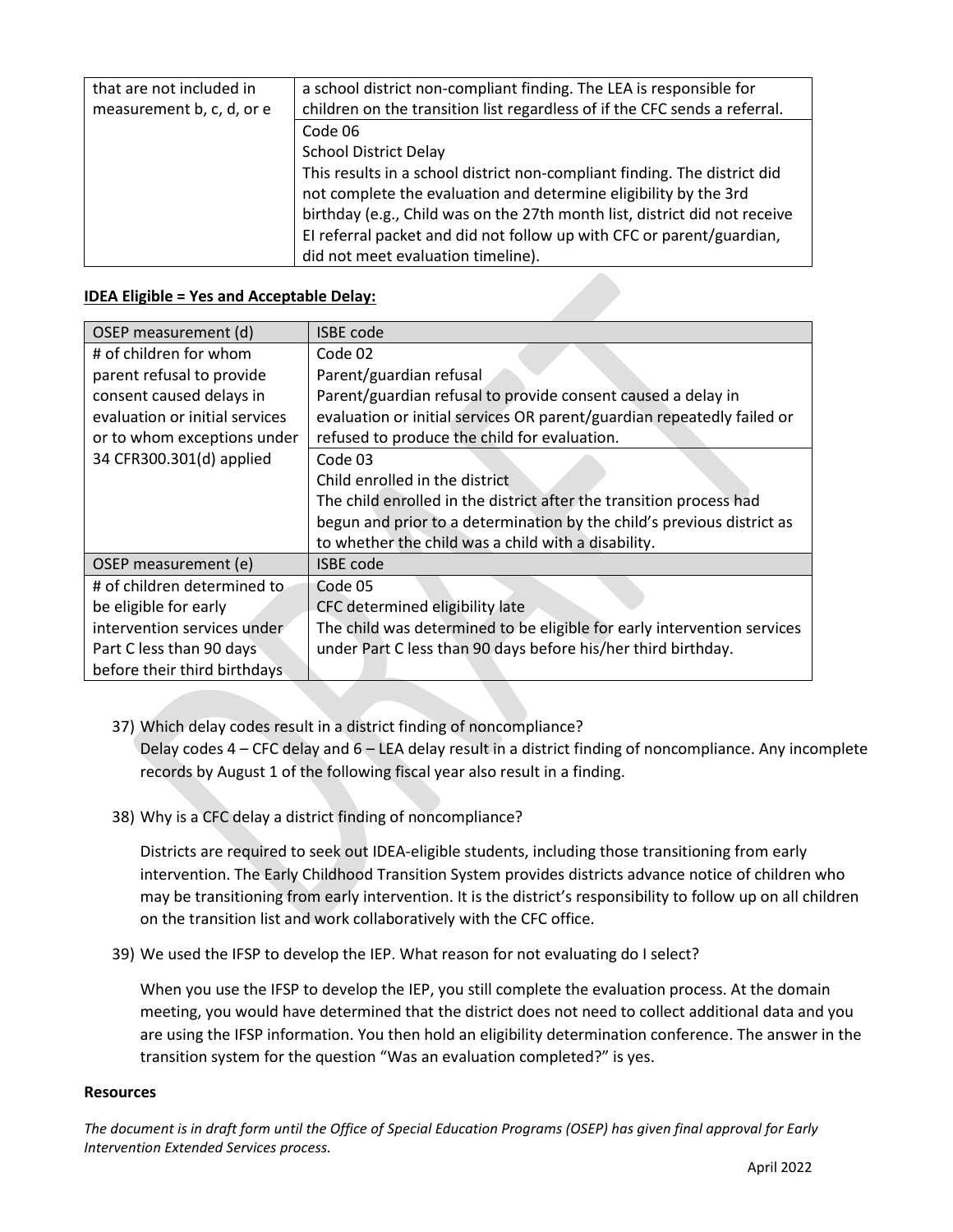| that are not included in measurement b, c, d, or e | a school district non-compliant finding. The LEA is responsible for children on the transition list regardless of if the CFC sends a referral. |
|---|---|
| | Code 06<br>School District Delay<br>This results in a school district non-compliant finding. The district did not complete the evaluation and determine eligibility by the 3rd birthday (e.g., Child was on the 27th month list, district did not receive EI referral packet and did not follow up with CFC or parent/guardian, did not meet evaluation timeline). |

**IDEA Eligible = Yes and Acceptable Delay:**

| OSEP measurement (d) | ISBE code |
|---|---|
| # of children for whom parent refusal to provide consent caused delays in evaluation or initial services or to whom exceptions under 34 CFR300.301(d) applied | Code 02<br>Parent/guardian refusal<br>Parent/guardian refusal to provide consent caused a delay in evaluation or initial services OR parent/guardian repeatedly failed or refused to produce the child for evaluation. |
| | Code 03<br>Child enrolled in the district<br>The child enrolled in the district after the transition process had begun and prior to a determination by the child's previous district as to whether the child was a child with a disability. |
| **OSEP measurement (e)** | **ISBE code** |
| # of children determined to be eligible for early intervention services under Part C less than 90 days before their third birthdays | Code 05<br>CFC determined eligibility late<br>The child was determined to be eligible for early intervention services under Part C less than 90 days before his/her third birthday. |

37) Which delay codes result in a district finding of noncompliance?
Delay codes 4 – CFC delay and 6 – LEA delay result in a district finding of noncompliance. Any incomplete records by August 1 of the following fiscal year also result in a finding.

38) Why is a CFC delay a district finding of noncompliance?

Districts are required to seek out IDEA-eligible students, including those transitioning from early intervention. The Early Childhood Transition System provides districts advance notice of children who may be transitioning from early intervention. It is the district's responsibility to follow up on all children on the transition list and work collaboratively with the CFC office.

39) We used the IFSP to develop the IEP. What reason for not evaluating do I select?

When you use the IFSP to develop the IEP, you still complete the evaluation process. At the domain meeting, you would have determined that the district does not need to collect additional data and you are using the IFSP information. You then hold an eligibility determination conference. The answer in the transition system for the question "Was an evaluation completed?" is yes.

**Resources**

*The document is in draft form until the Office of Special Education Programs (OSEP) has given final approval for Early Intervention Extended Services process.*

April 2022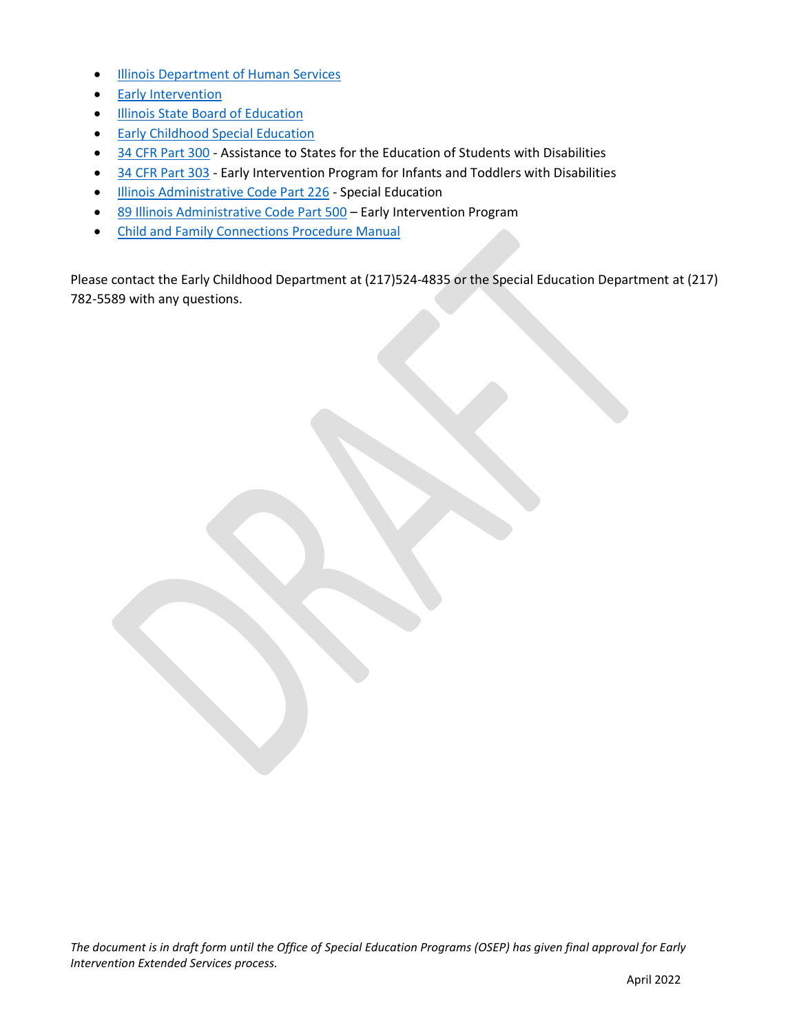- Illinois Department of Human Services
- Early Intervention
- Illinois State Board of Education
- Early Childhood Special Education
- 34 CFR Part 300 - Assistance to States for the Education of Students with Disabilities
- 34 CFR Part 303 - Early Intervention Program for Infants and Toddlers with Disabilities
- Illinois Administrative Code Part 226 - Special Education
- 89 Illinois Administrative Code Part 500 – Early Intervention Program
- Child and Family Connections Procedure Manual

Please contact the Early Childhood Department at (217)524-4835 or the Special Education Department at (217) 782-5589 with any questions.

*The document is in draft form until the Office of Special Education Programs (OSEP) has given final approval for Early Intervention Extended Services process.*

April 2022